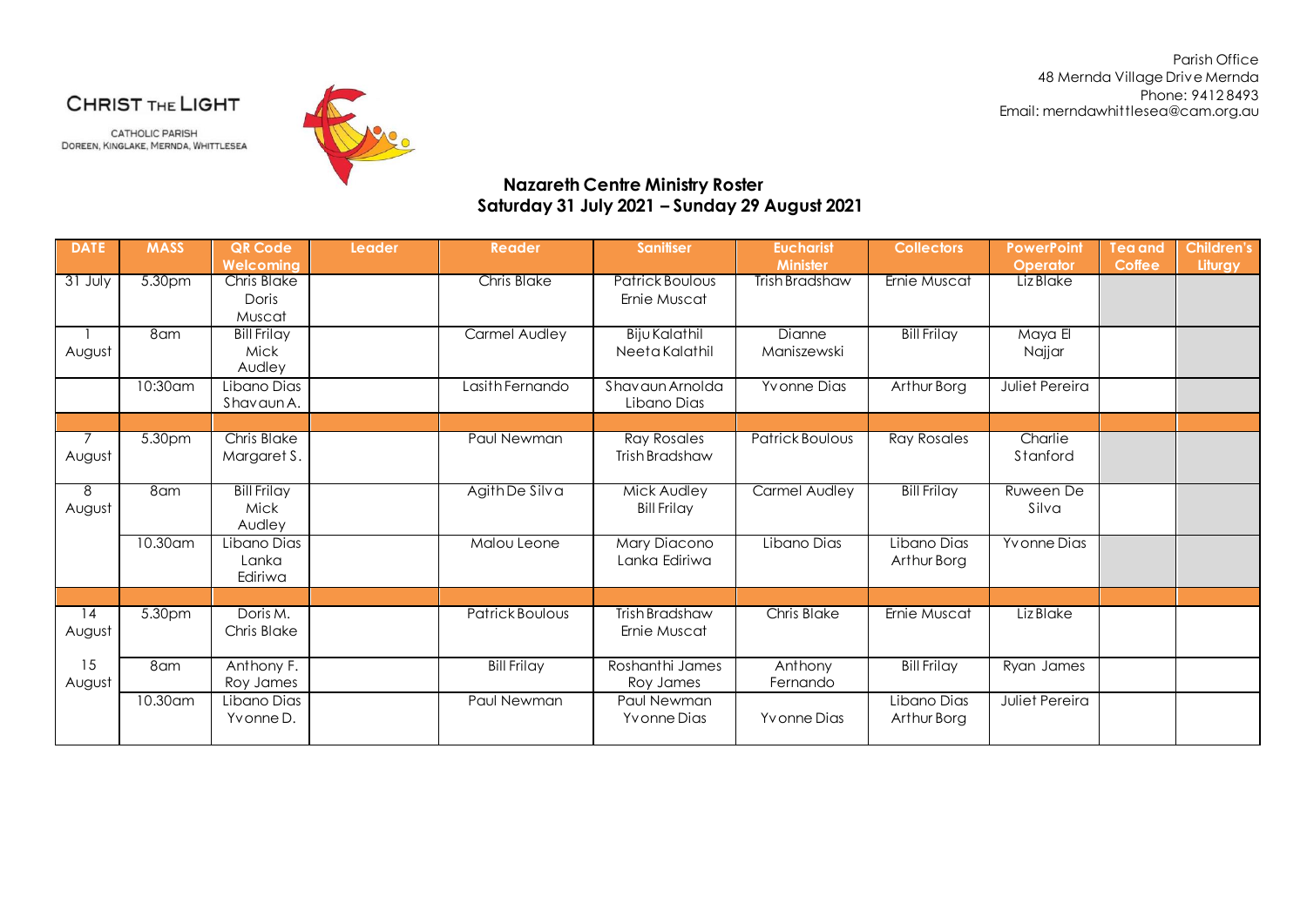**CHRIST THE LIGHT**

CATHOLIC PARISH
DOREEN, KINGLAKE, MERNDA, WHITTLESEA

Parish Office
48 Mernda Village Drive Mernda
Phone: 9412 8493
Email: merndawhittlesea@cam.org.au

## Nazareth Centre Ministry Roster
## Saturday 31 July 2021 – Sunday 29 August 2021

| DATE | MASS | QR Code Welcoming | Leader | Reader | Sanitiser | Eucharist Minister | Collectors | PowerPoint Operator | Tea and Coffee | Children's Liturgy |
|---|---|---|---|---|---|---|---|---|---|---|
| 31 July | 5.30pm | Chris Blake Doris Muscat | | Chris Blake | Patrick Boulous Ernie Muscat | Trish Bradshaw | Ernie Muscat | Liz Blake | | |
| 1 August | 8am | Bill Frilay Mick Audley | | Carmel Audley | Biju Kalathil Neeta Kalathil | Dianne Maniszewski | Bill Frilay | Maya El Najjar | | |
| | 10:30am | Libano Dias Shavaun A. | | Lasith Fernando | Shavaun Arnolda Libano Dias | Yvonne Dias | Arthur Borg | Juliet Pereira | | |
| | | | | | | | | | | |
| 7 August | 5.30pm | Chris Blake Margaret S. | | Paul Newman | Ray Rosales Trish Bradshaw | Patrick Boulous | Ray Rosales | Charlie Stanford | | |
| 8 August | 8am | Bill Frilay Mick Audley | | Agith De Silva | Mick Audley Bill Frilay | Carmel Audley | Bill Frilay | Ruween De Silva | | |
| | 10.30am | Libano Dias Lanka Ediriwa | | Malou Leone | Mary Diacono Lanka Ediriwa | Libano Dias | Libano Dias Arthur Borg | Yvonne Dias | | |
| | | | | | | | | | | |
| 14 August | 5.30pm | Doris M. Chris Blake | | Patrick Boulous | Trish Bradshaw Ernie Muscat | Chris Blake | Ernie Muscat | Liz Blake | | |
| 15 August | 8am | Anthony F. Roy James | | Bill Frilay | Roshanthi James Roy James | Anthony Fernando | Bill Frilay | Ryan James | | |
| | 10.30am | Libano Dias Yvonne D. | | Paul Newman | Paul Newman Yvonne Dias | Yvonne Dias | Libano Dias Arthur Borg | Juliet Pereira | | |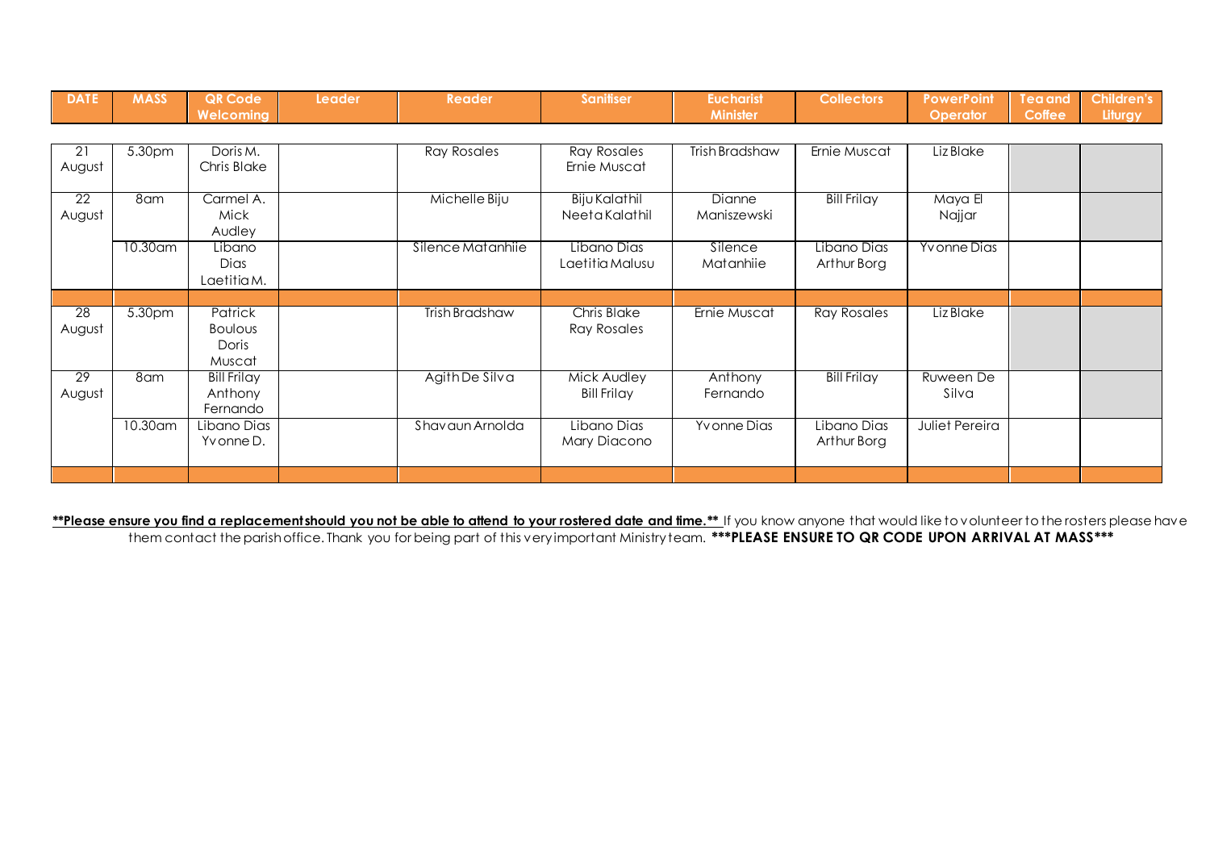| DATE | MASS | QR Code Welcoming | Leader | Reader | Sanitiser | Eucharist Minister | Collectors | PowerPoint Operator | Tea and Coffee | Children's Liturgy |
|---|---|---|---|---|---|---|---|---|---|---|
| 21 August | 5.30pm | Doris M. Chris Blake | | Ray Rosales | Ray Rosales Ernie Muscat | Trish Bradshaw | Ernie Muscat | Liz Blake | | |
| 22 August | 8am | Carmel A. Mick Audley | | Michelle Biju | Biju Kalathil Neeta Kalathil | Dianne Maniszewski | Bill Frilay | Maya El Najjar | | |
| | 10.30am | Libano Dias Laetitia M. | | Silence Matanhiie | Libano Dias Laetitia Malusu | Silence Matanhiie | Libano Dias Arthur Borg | Yvonne Dias | | |
| | | | | | | | | | | |
| 28 August | 5.30pm | Patrick Boulous Doris Muscat | | Trish Bradshaw | Chris Blake Ray Rosales | Ernie Muscat | Ray Rosales | Liz Blake | | |
| 29 August | 8am | Bill Frilay Anthony Fernando | | Agith De Silva | Mick Audley Bill Frilay | Anthony Fernando | Bill Frilay | Ruween De Silva | | |
| | 10.30am | Libano Dias Yvonne D. | | Shavaun Arnolda | Libano Dias Mary Diacono | Yvonne Dias | Libano Dias Arthur Borg | Juliet Pereira | | |
| | | | | | | | | | | |

**<u>**Please ensure you find a replacement should you not be able to attend to your rostered date and time.**</u>** If you know anyone that would like to volunteer to the rosters please have them contact the parish office. Thank you for being part of this very important Ministry team. *****PLEASE ENSURE TO QR CODE UPON ARRIVAL AT MASS*****